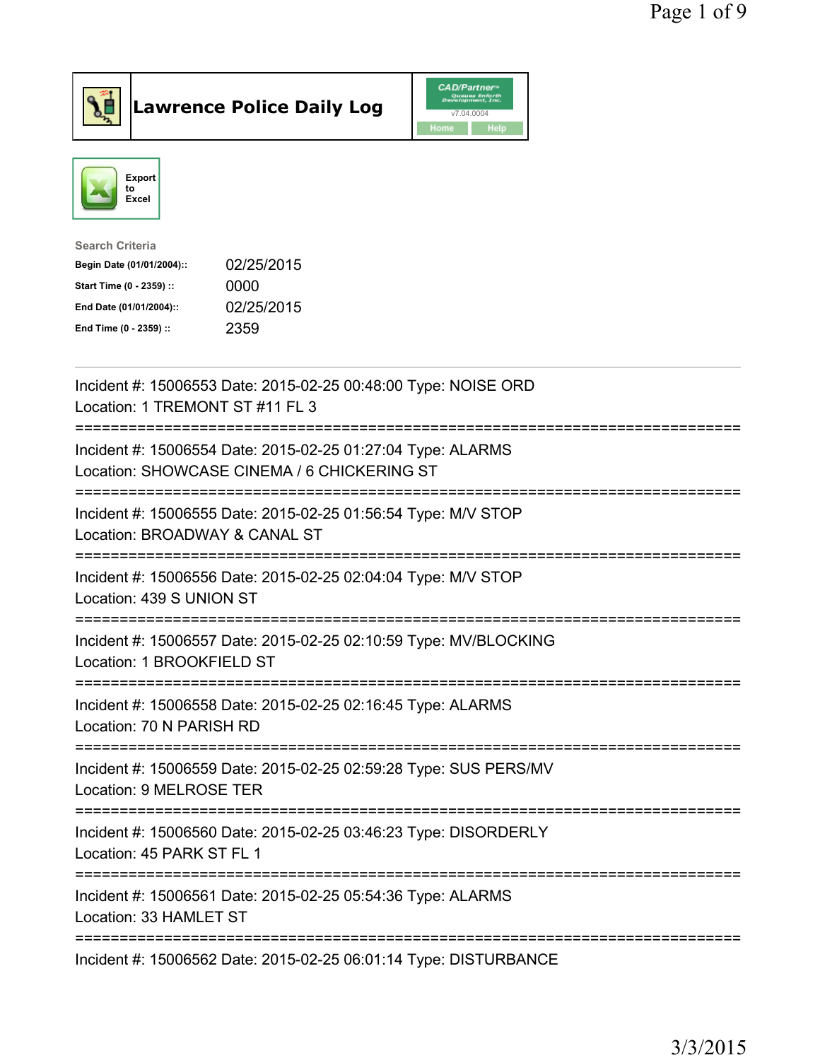# Lawrence Police Daily Log

Export to Excel

Search Criteria

| | |
|---|---|
| **Begin Date (01/01/2004)::** | 02/25/2015 |
| **Start Time (0 - 2359) ::** | 0000 |
| **End Date (01/01/2004)::** | 02/25/2015 |
| **End Time (0 - 2359) ::** | 2359 |

Incident #: 15006553 Date: 2015-02-25 00:48:00 Type: NOISE ORD
Location: 1 TREMONT ST #11 FL 3

===========================================================================

Incident #: 15006554 Date: 2015-02-25 01:27:04 Type: ALARMS
Location: SHOWCASE CINEMA / 6 CHICKERING ST

===========================================================================

Incident #: 15006555 Date: 2015-02-25 01:56:54 Type: M/V STOP
Location: BROADWAY & CANAL ST

===========================================================================

Incident #: 15006556 Date: 2015-02-25 02:04:04 Type: M/V STOP
Location: 439 S UNION ST

===========================================================================

Incident #: 15006557 Date: 2015-02-25 02:10:59 Type: MV/BLOCKING
Location: 1 BROOKFIELD ST

===========================================================================

Incident #: 15006558 Date: 2015-02-25 02:16:45 Type: ALARMS
Location: 70 N PARISH RD

===========================================================================

Incident #: 15006559 Date: 2015-02-25 02:59:28 Type: SUS PERS/MV
Location: 9 MELROSE TER

===========================================================================

Incident #: 15006560 Date: 2015-02-25 03:46:23 Type: DISORDERLY
Location: 45 PARK ST FL 1

===========================================================================

Incident #: 15006561 Date: 2015-02-25 05:54:36 Type: ALARMS
Location: 33 HAMLET ST

===========================================================================

Incident #: 15006562 Date: 2015-02-25 06:01:14 Type: DISTURBANCE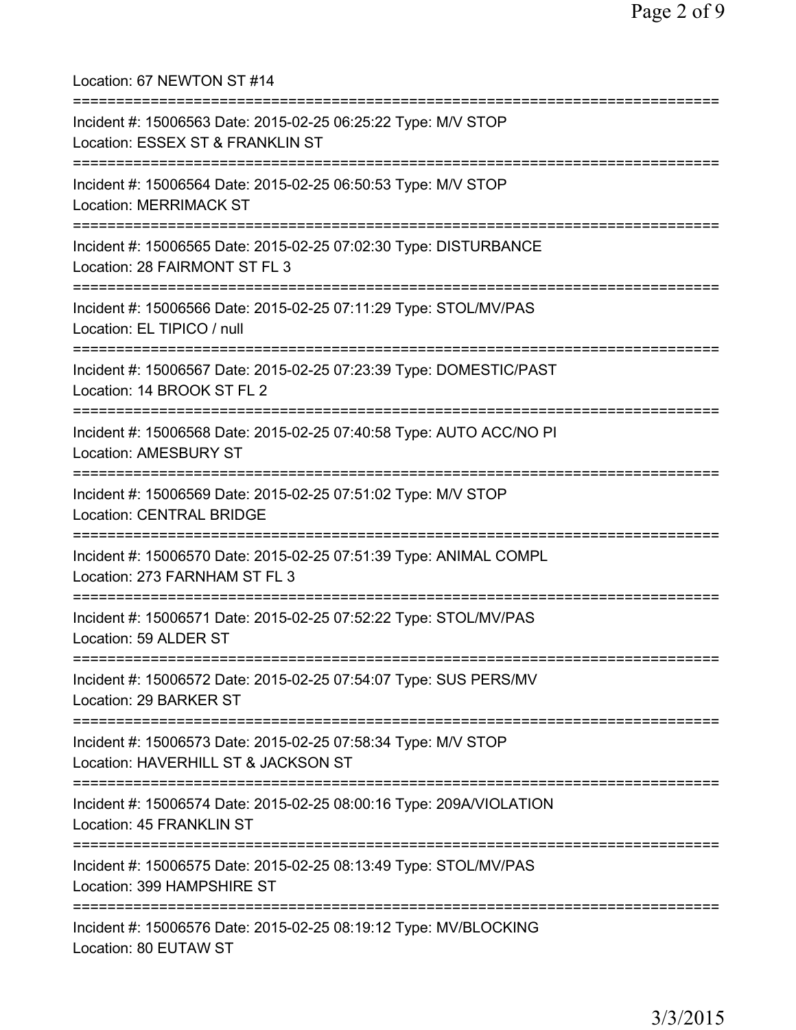Location: 67 NEWTON ST #14

===========================================================================

Incident #: 15006563 Date: 2015-02-25 06:25:22 Type: M/V STOP
Location: ESSEX ST & FRANKLIN ST

===========================================================================

Incident #: 15006564 Date: 2015-02-25 06:50:53 Type: M/V STOP
Location: MERRIMACK ST

===========================================================================

Incident #: 15006565 Date: 2015-02-25 07:02:30 Type: DISTURBANCE
Location: 28 FAIRMONT ST FL 3

===========================================================================

Incident #: 15006566 Date: 2015-02-25 07:11:29 Type: STOL/MV/PAS
Location: EL TIPICO / null

===========================================================================

Incident #: 15006567 Date: 2015-02-25 07:23:39 Type: DOMESTIC/PAST
Location: 14 BROOK ST FL 2

===========================================================================

Incident #: 15006568 Date: 2015-02-25 07:40:58 Type: AUTO ACC/NO PI
Location: AMESBURY ST

===========================================================================

Incident #: 15006569 Date: 2015-02-25 07:51:02 Type: M/V STOP
Location: CENTRAL BRIDGE

===========================================================================

Incident #: 15006570 Date: 2015-02-25 07:51:39 Type: ANIMAL COMPL
Location: 273 FARNHAM ST FL 3

===========================================================================

Incident #: 15006571 Date: 2015-02-25 07:52:22 Type: STOL/MV/PAS
Location: 59 ALDER ST

===========================================================================

Incident #: 15006572 Date: 2015-02-25 07:54:07 Type: SUS PERS/MV
Location: 29 BARKER ST

===========================================================================

Incident #: 15006573 Date: 2015-02-25 07:58:34 Type: M/V STOP
Location: HAVERHILL ST & JACKSON ST

===========================================================================

Incident #: 15006574 Date: 2015-02-25 08:00:16 Type: 209A/VIOLATION
Location: 45 FRANKLIN ST

===========================================================================

Incident #: 15006575 Date: 2015-02-25 08:13:49 Type: STOL/MV/PAS
Location: 399 HAMPSHIRE ST

===========================================================================

Incident #: 15006576 Date: 2015-02-25 08:19:12 Type: MV/BLOCKING
Location: 80 EUTAW ST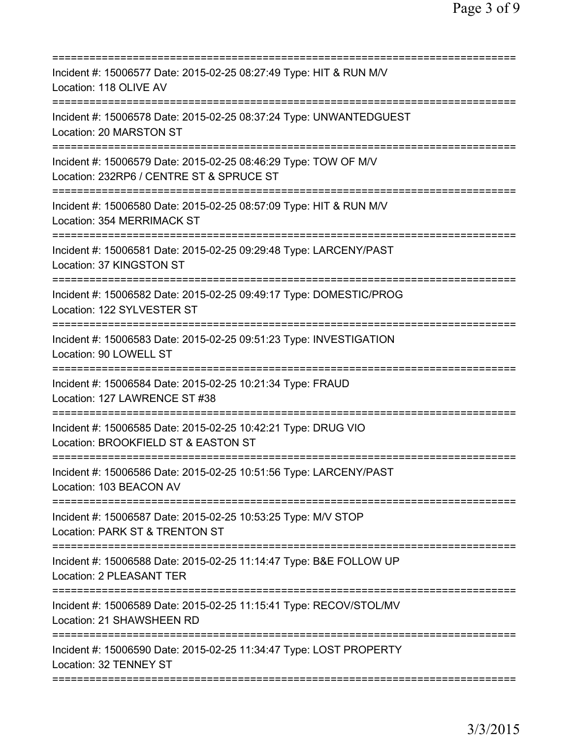===========================================================================

Incident #: 15006577 Date: 2015-02-25 08:27:49 Type: HIT & RUN M/V
Location: 118 OLIVE AV

===========================================================================

Incident #: 15006578 Date: 2015-02-25 08:37:24 Type: UNWANTEDGUEST
Location: 20 MARSTON ST

===========================================================================

Incident #: 15006579 Date: 2015-02-25 08:46:29 Type: TOW OF M/V
Location: 232RP6 / CENTRE ST & SPRUCE ST

===========================================================================

Incident #: 15006580 Date: 2015-02-25 08:57:09 Type: HIT & RUN M/V
Location: 354 MERRIMACK ST

===========================================================================

Incident #: 15006581 Date: 2015-02-25 09:29:48 Type: LARCENY/PAST
Location: 37 KINGSTON ST

===========================================================================

Incident #: 15006582 Date: 2015-02-25 09:49:17 Type: DOMESTIC/PROG
Location: 122 SYLVESTER ST

===========================================================================

Incident #: 15006583 Date: 2015-02-25 09:51:23 Type: INVESTIGATION
Location: 90 LOWELL ST

===========================================================================

Incident #: 15006584 Date: 2015-02-25 10:21:34 Type: FRAUD
Location: 127 LAWRENCE ST #38

===========================================================================

Incident #: 15006585 Date: 2015-02-25 10:42:21 Type: DRUG VIO
Location: BROOKFIELD ST & EASTON ST

===========================================================================

Incident #: 15006586 Date: 2015-02-25 10:51:56 Type: LARCENY/PAST
Location: 103 BEACON AV

===========================================================================

Incident #: 15006587 Date: 2015-02-25 10:53:25 Type: M/V STOP
Location: PARK ST & TRENTON ST

===========================================================================

Incident #: 15006588 Date: 2015-02-25 11:14:47 Type: B&E FOLLOW UP
Location: 2 PLEASANT TER

===========================================================================

Incident #: 15006589 Date: 2015-02-25 11:15:41 Type: RECOV/STOL/MV
Location: 21 SHAWSHEEN RD

===========================================================================

Incident #: 15006590 Date: 2015-02-25 11:34:47 Type: LOST PROPERTY
Location: 32 TENNEY ST

===========================================================================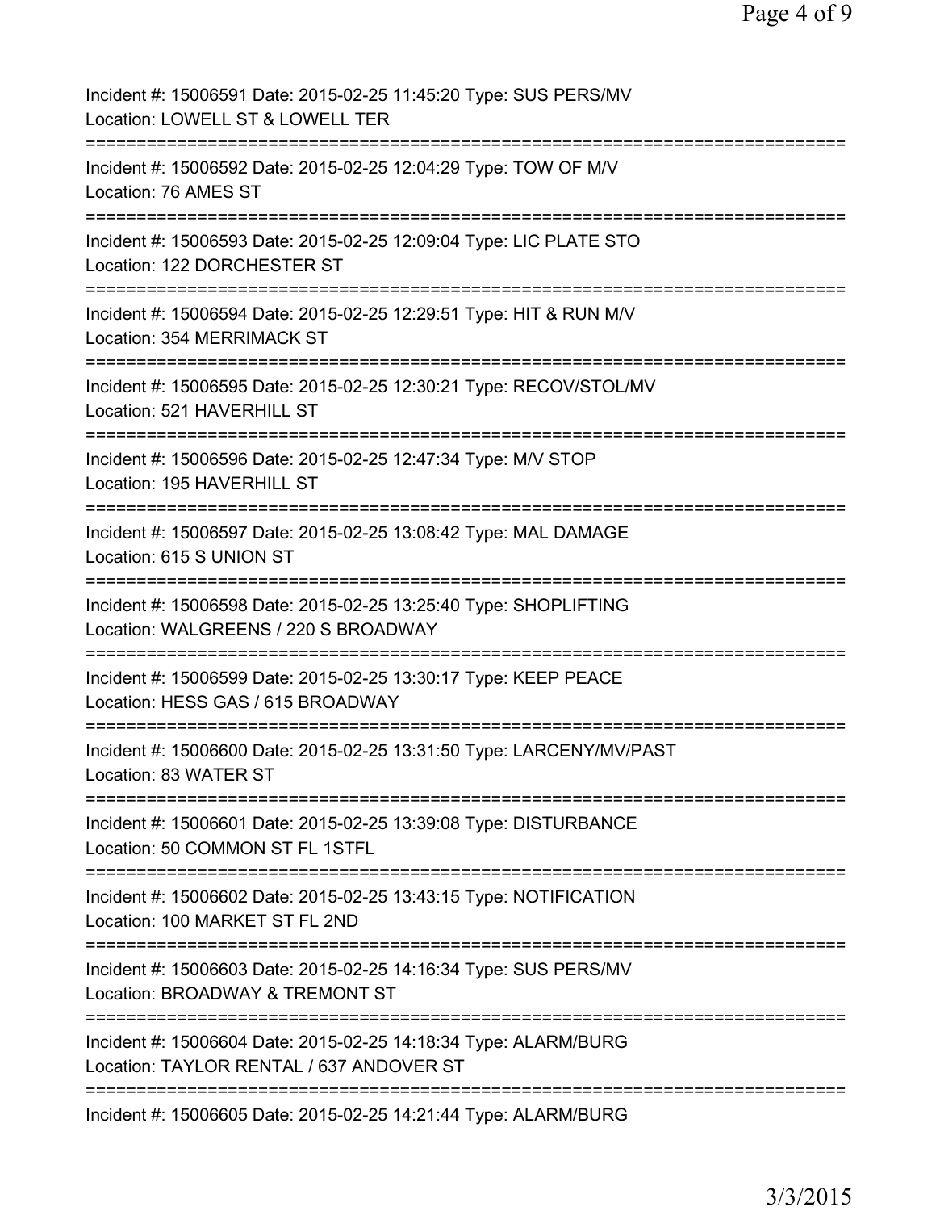Incident #: 15006591 Date: 2015-02-25 11:45:20 Type: SUS PERS/MV
Location: LOWELL ST & LOWELL TER

===========================================================================

Incident #: 15006592 Date: 2015-02-25 12:04:29 Type: TOW OF M/V
Location: 76 AMES ST

===========================================================================

Incident #: 15006593 Date: 2015-02-25 12:09:04 Type: LIC PLATE STO
Location: 122 DORCHESTER ST

===========================================================================

Incident #: 15006594 Date: 2015-02-25 12:29:51 Type: HIT & RUN M/V
Location: 354 MERRIMACK ST

===========================================================================

Incident #: 15006595 Date: 2015-02-25 12:30:21 Type: RECOV/STOL/MV
Location: 521 HAVERHILL ST

===========================================================================

Incident #: 15006596 Date: 2015-02-25 12:47:34 Type: M/V STOP
Location: 195 HAVERHILL ST

===========================================================================

Incident #: 15006597 Date: 2015-02-25 13:08:42 Type: MAL DAMAGE
Location: 615 S UNION ST

===========================================================================

Incident #: 15006598 Date: 2015-02-25 13:25:40 Type: SHOPLIFTING
Location: WALGREENS / 220 S BROADWAY

===========================================================================

Incident #: 15006599 Date: 2015-02-25 13:30:17 Type: KEEP PEACE
Location: HESS GAS / 615 BROADWAY

===========================================================================

Incident #: 15006600 Date: 2015-02-25 13:31:50 Type: LARCENY/MV/PAST
Location: 83 WATER ST

===========================================================================

Incident #: 15006601 Date: 2015-02-25 13:39:08 Type: DISTURBANCE
Location: 50 COMMON ST FL 1STFL

===========================================================================

Incident #: 15006602 Date: 2015-02-25 13:43:15 Type: NOTIFICATION
Location: 100 MARKET ST FL 2ND

===========================================================================

Incident #: 15006603 Date: 2015-02-25 14:16:34 Type: SUS PERS/MV
Location: BROADWAY & TREMONT ST

===========================================================================

Incident #: 15006604 Date: 2015-02-25 14:18:34 Type: ALARM/BURG
Location: TAYLOR RENTAL / 637 ANDOVER ST

===========================================================================

Incident #: 15006605 Date: 2015-02-25 14:21:44 Type: ALARM/BURG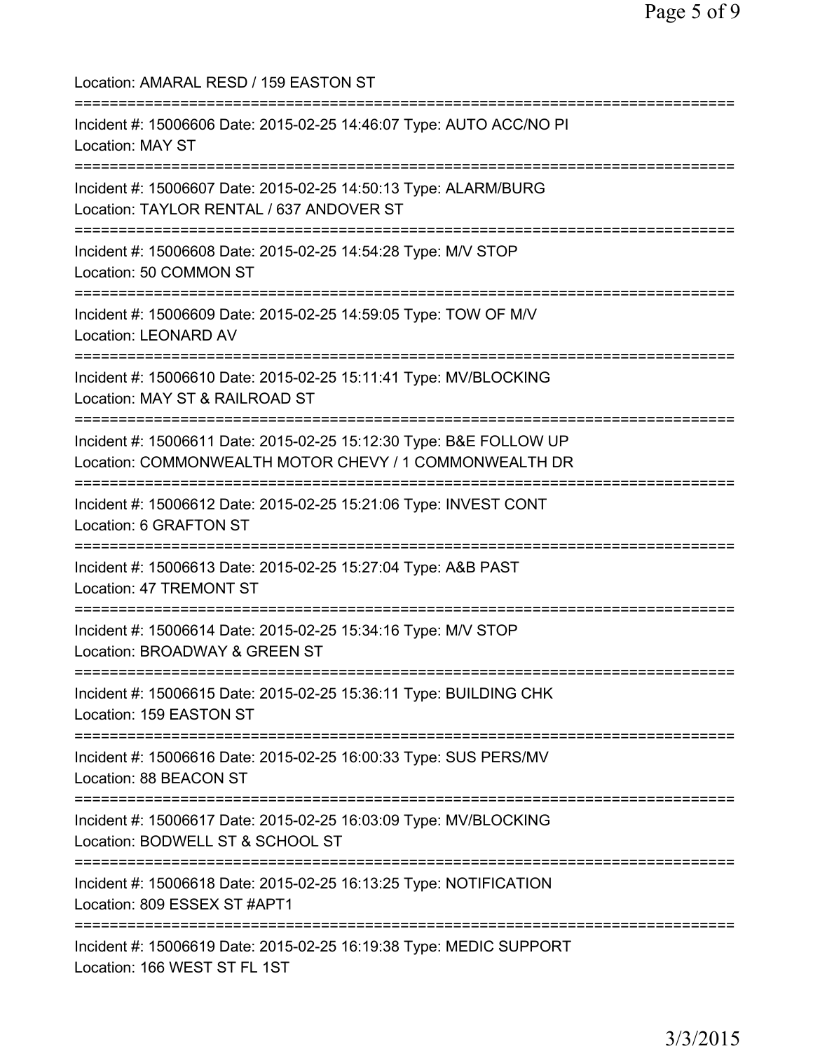Location: AMARAL RESD / 159 EASTON ST

===========================================================================

Incident #: 15006606 Date: 2015-02-25 14:46:07 Type: AUTO ACC/NO PI
Location: MAY ST

===========================================================================

Incident #: 15006607 Date: 2015-02-25 14:50:13 Type: ALARM/BURG
Location: TAYLOR RENTAL / 637 ANDOVER ST

===========================================================================

Incident #: 15006608 Date: 2015-02-25 14:54:28 Type: M/V STOP
Location: 50 COMMON ST

===========================================================================

Incident #: 15006609 Date: 2015-02-25 14:59:05 Type: TOW OF M/V
Location: LEONARD AV

===========================================================================

Incident #: 15006610 Date: 2015-02-25 15:11:41 Type: MV/BLOCKING
Location: MAY ST & RAILROAD ST

===========================================================================

Incident #: 15006611 Date: 2015-02-25 15:12:30 Type: B&E FOLLOW UP
Location: COMMONWEALTH MOTOR CHEVY / 1 COMMONWEALTH DR

===========================================================================

Incident #: 15006612 Date: 2015-02-25 15:21:06 Type: INVEST CONT
Location: 6 GRAFTON ST

===========================================================================

Incident #: 15006613 Date: 2015-02-25 15:27:04 Type: A&B PAST
Location: 47 TREMONT ST

===========================================================================

Incident #: 15006614 Date: 2015-02-25 15:34:16 Type: M/V STOP
Location: BROADWAY & GREEN ST

===========================================================================

Incident #: 15006615 Date: 2015-02-25 15:36:11 Type: BUILDING CHK
Location: 159 EASTON ST

===========================================================================

Incident #: 15006616 Date: 2015-02-25 16:00:33 Type: SUS PERS/MV
Location: 88 BEACON ST

===========================================================================

Incident #: 15006617 Date: 2015-02-25 16:03:09 Type: MV/BLOCKING
Location: BODWELL ST & SCHOOL ST

===========================================================================

Incident #: 15006618 Date: 2015-02-25 16:13:25 Type: NOTIFICATION
Location: 809 ESSEX ST #APT1

===========================================================================

Incident #: 15006619 Date: 2015-02-25 16:19:38 Type: MEDIC SUPPORT
Location: 166 WEST ST FL 1ST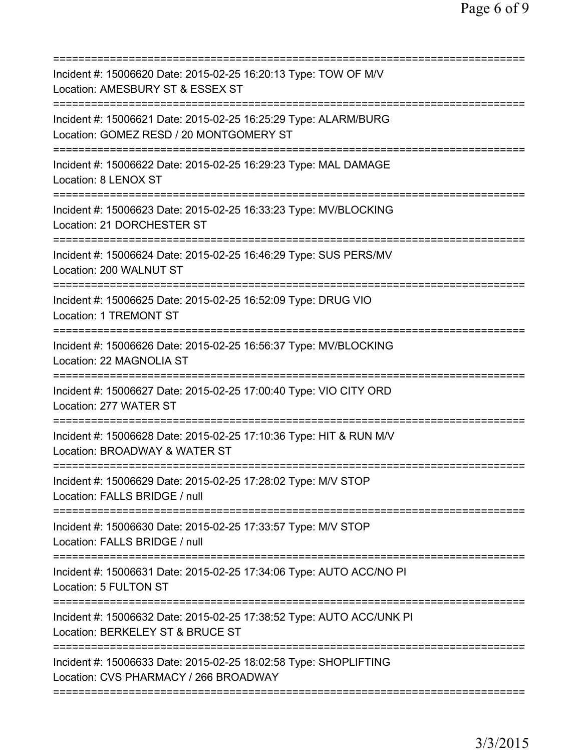===========================================================================
Incident #: 15006620 Date: 2015-02-25 16:20:13 Type: TOW OF M/V
Location: AMESBURY ST & ESSEX ST
===========================================================================
Incident #: 15006621 Date: 2015-02-25 16:25:29 Type: ALARM/BURG
Location: GOMEZ RESD / 20 MONTGOMERY ST
===========================================================================
Incident #: 15006622 Date: 2015-02-25 16:29:23 Type: MAL DAMAGE
Location: 8 LENOX ST
===========================================================================
Incident #: 15006623 Date: 2015-02-25 16:33:23 Type: MV/BLOCKING
Location: 21 DORCHESTER ST
===========================================================================
Incident #: 15006624 Date: 2015-02-25 16:46:29 Type: SUS PERS/MV
Location: 200 WALNUT ST
===========================================================================
Incident #: 15006625 Date: 2015-02-25 16:52:09 Type: DRUG VIO
Location: 1 TREMONT ST
===========================================================================
Incident #: 15006626 Date: 2015-02-25 16:56:37 Type: MV/BLOCKING
Location: 22 MAGNOLIA ST
===========================================================================
Incident #: 15006627 Date: 2015-02-25 17:00:40 Type: VIO CITY ORD
Location: 277 WATER ST
===========================================================================
Incident #: 15006628 Date: 2015-02-25 17:10:36 Type: HIT & RUN M/V
Location: BROADWAY & WATER ST
===========================================================================
Incident #: 15006629 Date: 2015-02-25 17:28:02 Type: M/V STOP
Location: FALLS BRIDGE / null
===========================================================================
Incident #: 15006630 Date: 2015-02-25 17:33:57 Type: M/V STOP
Location: FALLS BRIDGE / null
===========================================================================
Incident #: 15006631 Date: 2015-02-25 17:34:06 Type: AUTO ACC/NO PI
Location: 5 FULTON ST
===========================================================================
Incident #: 15006632 Date: 2015-02-25 17:38:52 Type: AUTO ACC/UNK PI
Location: BERKELEY ST & BRUCE ST
===========================================================================
Incident #: 15006633 Date: 2015-02-25 18:02:58 Type: SHOPLIFTING
Location: CVS PHARMACY / 266 BROADWAY
===========================================================================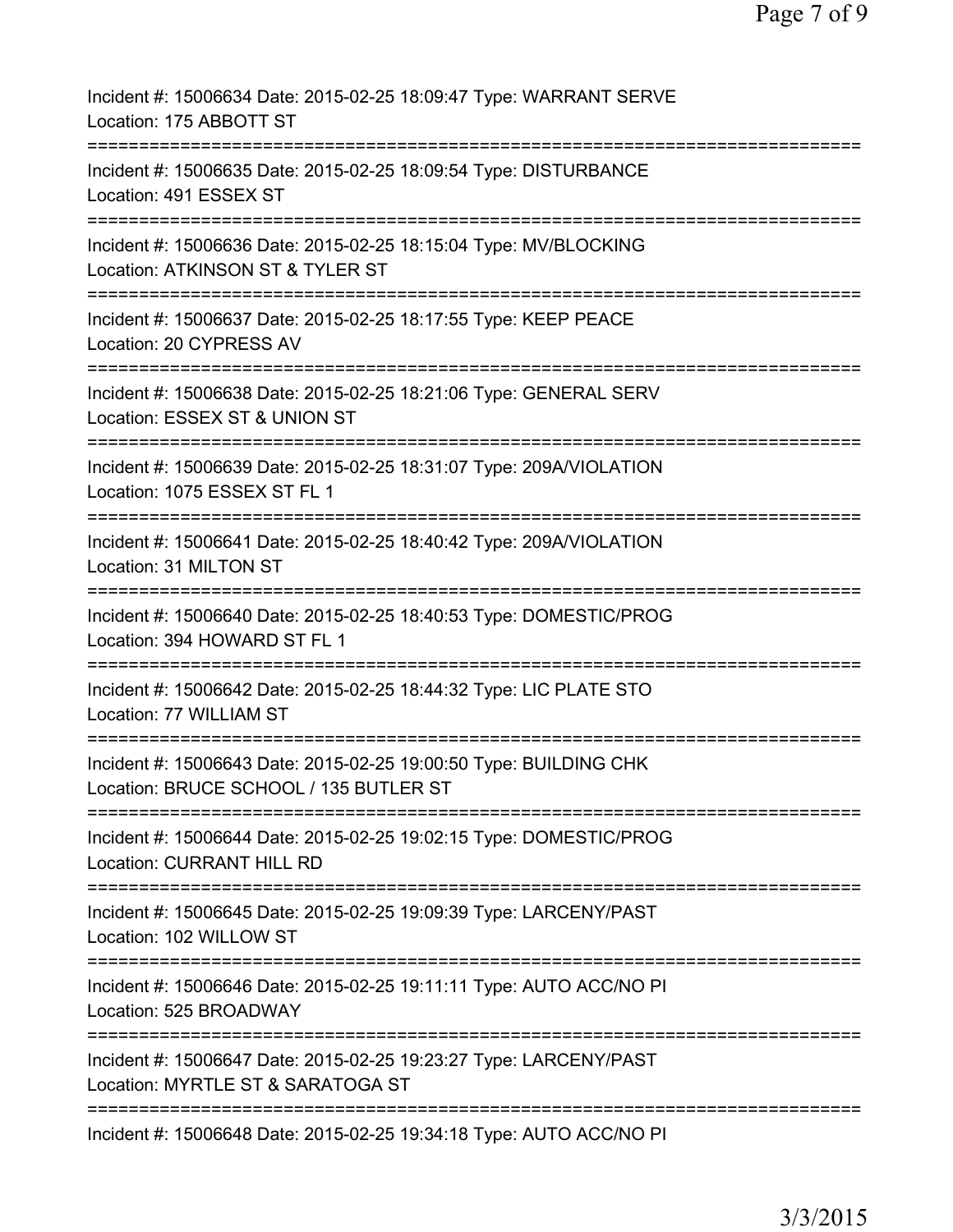Incident #: 15006634 Date: 2015-02-25 18:09:47 Type: WARRANT SERVE
Location: 175 ABBOTT ST
===========================================================================
Incident #: 15006635 Date: 2015-02-25 18:09:54 Type: DISTURBANCE
Location: 491 ESSEX ST
===========================================================================
Incident #: 15006636 Date: 2015-02-25 18:15:04 Type: MV/BLOCKING
Location: ATKINSON ST & TYLER ST
===========================================================================
Incident #: 15006637 Date: 2015-02-25 18:17:55 Type: KEEP PEACE
Location: 20 CYPRESS AV
===========================================================================
Incident #: 15006638 Date: 2015-02-25 18:21:06 Type: GENERAL SERV
Location: ESSEX ST & UNION ST
===========================================================================
Incident #: 15006639 Date: 2015-02-25 18:31:07 Type: 209A/VIOLATION
Location: 1075 ESSEX ST FL 1
===========================================================================
Incident #: 15006641 Date: 2015-02-25 18:40:42 Type: 209A/VIOLATION
Location: 31 MILTON ST
===========================================================================
Incident #: 15006640 Date: 2015-02-25 18:40:53 Type: DOMESTIC/PROG
Location: 394 HOWARD ST FL 1
===========================================================================
Incident #: 15006642 Date: 2015-02-25 18:44:32 Type: LIC PLATE STO
Location: 77 WILLIAM ST
===========================================================================
Incident #: 15006643 Date: 2015-02-25 19:00:50 Type: BUILDING CHK
Location: BRUCE SCHOOL / 135 BUTLER ST
===========================================================================
Incident #: 15006644 Date: 2015-02-25 19:02:15 Type: DOMESTIC/PROG
Location: CURRANT HILL RD
===========================================================================
Incident #: 15006645 Date: 2015-02-25 19:09:39 Type: LARCENY/PAST
Location: 102 WILLOW ST
===========================================================================
Incident #: 15006646 Date: 2015-02-25 19:11:11 Type: AUTO ACC/NO PI
Location: 525 BROADWAY
===========================================================================
Incident #: 15006647 Date: 2015-02-25 19:23:27 Type: LARCENY/PAST
Location: MYRTLE ST & SARATOGA ST
===========================================================================
Incident #: 15006648 Date: 2015-02-25 19:34:18 Type: AUTO ACC/NO PI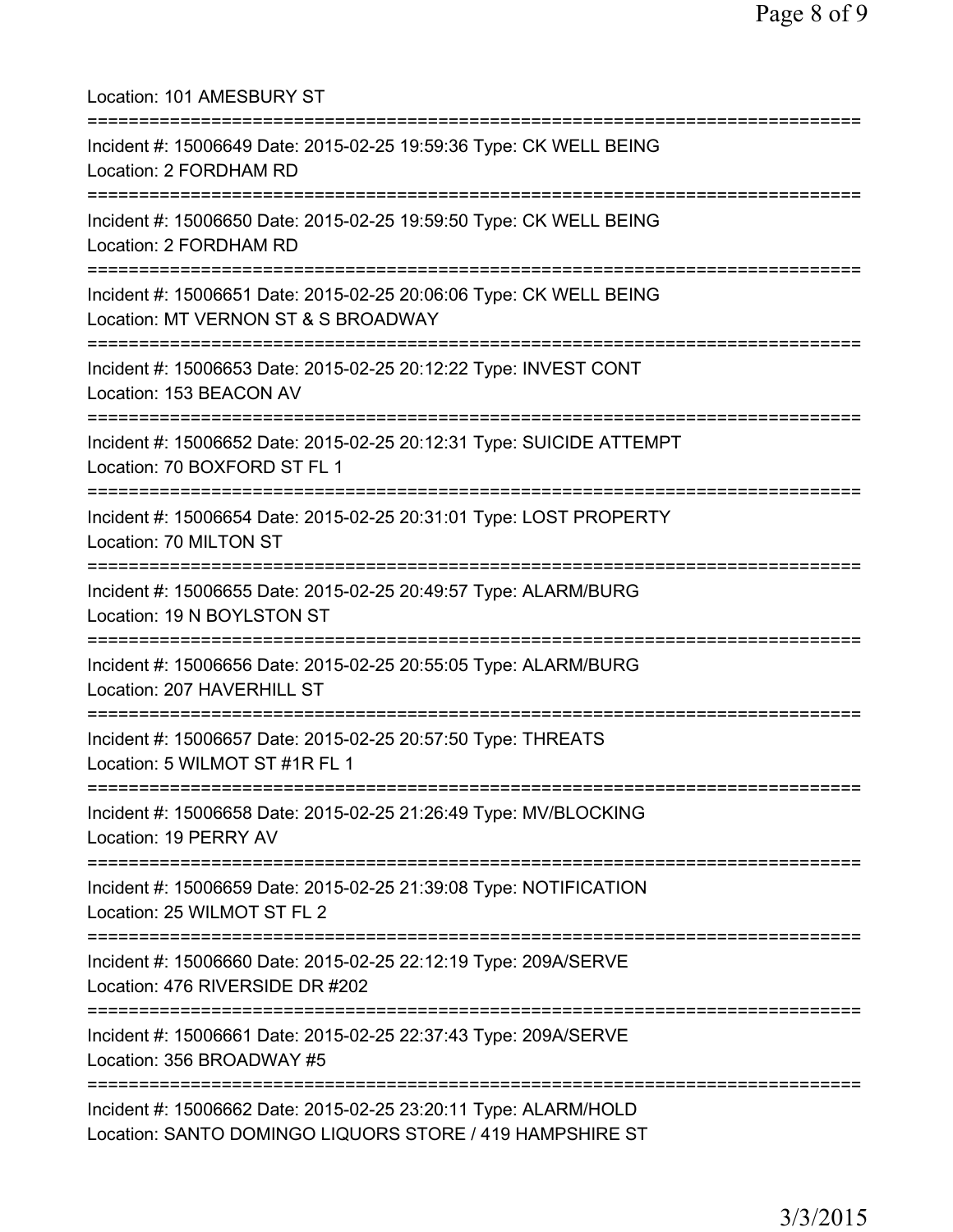Location: 101 AMESBURY ST

===========================================================================

Incident #: 15006649 Date: 2015-02-25 19:59:36 Type: CK WELL BEING
Location: 2 FORDHAM RD

===========================================================================

Incident #: 15006650 Date: 2015-02-25 19:59:50 Type: CK WELL BEING
Location: 2 FORDHAM RD

===========================================================================

Incident #: 15006651 Date: 2015-02-25 20:06:06 Type: CK WELL BEING
Location: MT VERNON ST & S BROADWAY

===========================================================================

Incident #: 15006653 Date: 2015-02-25 20:12:22 Type: INVEST CONT
Location: 153 BEACON AV

===========================================================================

Incident #: 15006652 Date: 2015-02-25 20:12:31 Type: SUICIDE ATTEMPT
Location: 70 BOXFORD ST FL 1

===========================================================================

Incident #: 15006654 Date: 2015-02-25 20:31:01 Type: LOST PROPERTY
Location: 70 MILTON ST

===========================================================================

Incident #: 15006655 Date: 2015-02-25 20:49:57 Type: ALARM/BURG
Location: 19 N BOYLSTON ST

===========================================================================

Incident #: 15006656 Date: 2015-02-25 20:55:05 Type: ALARM/BURG
Location: 207 HAVERHILL ST

===========================================================================

Incident #: 15006657 Date: 2015-02-25 20:57:50 Type: THREATS
Location: 5 WILMOT ST #1R FL 1

===========================================================================

Incident #: 15006658 Date: 2015-02-25 21:26:49 Type: MV/BLOCKING
Location: 19 PERRY AV

===========================================================================

Incident #: 15006659 Date: 2015-02-25 21:39:08 Type: NOTIFICATION
Location: 25 WILMOT ST FL 2

===========================================================================

Incident #: 15006660 Date: 2015-02-25 22:12:19 Type: 209A/SERVE
Location: 476 RIVERSIDE DR #202

===========================================================================

Incident #: 15006661 Date: 2015-02-25 22:37:43 Type: 209A/SERVE
Location: 356 BROADWAY #5

===========================================================================

Incident #: 15006662 Date: 2015-02-25 23:20:11 Type: ALARM/HOLD
Location: SANTO DOMINGO LIQUORS STORE / 419 HAMPSHIRE ST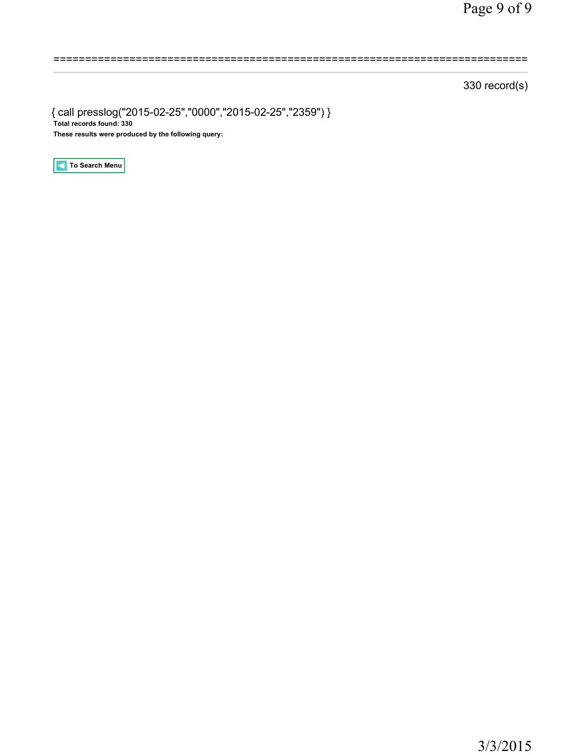==========================================================================

330 record(s)

{ call presslog("2015-02-25","0000","2015-02-25","2359") }

**Total records found: 330**

**These results were produced by the following query:**

**To Search Menu**